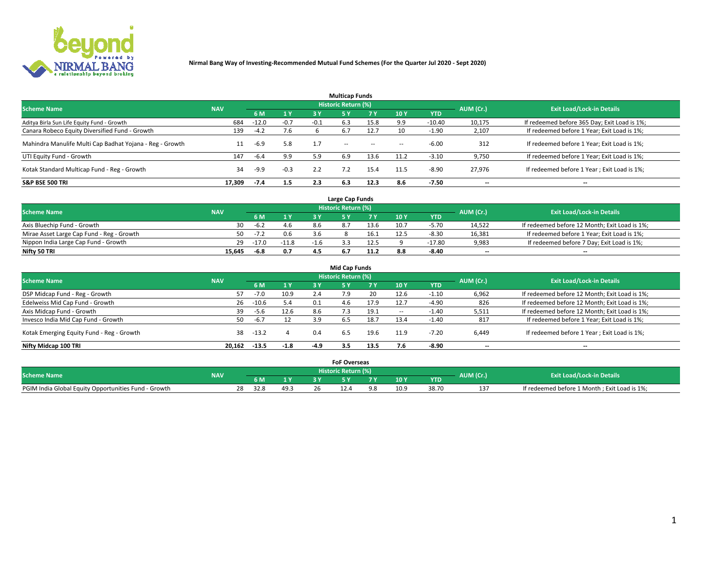**Nirmal Bang Way of Investing-Recommended Mutual Fund Schemes (For the Quarter Jul 2020 - Sept 2020)**

### Multicap Funds

| Scheme Name | NAV | Historic Return (%) | | | | | | | AUM (Cr.) | Exit Load/Lock-in Details |
|---|---|---|---|---|---|---|---|---|---|---|
| | | 6 M | 1 Y | 3 Y | 5 Y | 7 Y | 10 Y | YTD | | |
| Aditya Birla Sun Life Equity Fund - Growth | 684 | -12.0 | -0.7 | -0.1 | 6.3 | 15.8 | 9.9 | -10.40 | 10,175 | If redeemed before 365 Day; Exit Load is 1%; |
| Canara Robeco Equity Diversified Fund - Growth | 139 | -4.2 | 7.6 | 6 | 6.7 | 12.7 | 10 | -1.90 | 2,107 | If redeemed before 1 Year; Exit Load is 1%; |
| Mahindra Manulife Multi Cap Badhat Yojana - Reg - Growth | 11 | -6.9 | 5.8 | 1.7 | -- | -- | -- | -6.00 | 312 | If redeemed before 1 Year; Exit Load is 1%; |
| UTI Equity Fund - Growth | 147 | -6.4 | 9.9 | 5.9 | 6.9 | 13.6 | 11.2 | -3.10 | 9,750 | If redeemed before 1 Year; Exit Load is 1%; |
| Kotak Standard Multicap Fund - Reg - Growth | 34 | -9.9 | -0.3 | 2.2 | 7.2 | 15.4 | 11.5 | -8.90 | 27,976 | If redeemed before 1 Year ; Exit Load is 1%; |
| **S&P BSE 500 TRI** | **17,309** | **-7.4** | **1.5** | **2.3** | **6.3** | **12.3** | **8.6** | **-7.50** | -- | -- |

### Large Cap Funds

| Scheme Name | NAV | Historic Return (%) | | | | | | | AUM (Cr.) | Exit Load/Lock-in Details |
|---|---|---|---|---|---|---|---|---|---|---|
| | | 6 M | 1 Y | 3 Y | 5 Y | 7 Y | 10 Y | YTD | | |
| Axis Bluechip Fund - Growth | 30 | -6.2 | 4.6 | 8.6 | 8.7 | 13.6 | 10.7 | -5.70 | 14,522 | If redeemed before 12 Month; Exit Load is 1%; |
| Mirae Asset Large Cap Fund - Reg - Growth | 50 | -7.2 | 0.6 | 3.6 | 8 | 16.1 | 12.5 | -8.30 | 16,381 | If redeemed before 1 Year; Exit Load is 1%; |
| Nippon India Large Cap Fund - Growth | 29 | -17.0 | -11.8 | -1.6 | 3.3 | 12.5 | 9 | -17.80 | 9,983 | If redeemed before 7 Day; Exit Load is 1%; |
| **Nifty 50 TRI** | **15,645** | **-6.8** | **0.7** | **4.5** | **6.7** | **11.2** | **8.8** | **-8.40** | -- | -- |

### Mid Cap Funds

| Scheme Name | NAV | Historic Return (%) | | | | | | | AUM (Cr.) | Exit Load/Lock-in Details |
|---|---|---|---|---|---|---|---|---|---|---|
| | | 6 M | 1 Y | 3 Y | 5 Y | 7 Y | 10 Y | YTD | | |
| DSP Midcap Fund - Reg - Growth | 57 | -7.0 | 10.9 | 2.4 | 7.9 | 20 | 12.6 | -1.10 | 6,962 | If redeemed before 12 Month; Exit Load is 1%; |
| Edelweiss Mid Cap Fund - Growth | 26 | -10.6 | 5.4 | 0.1 | 4.6 | 17.9 | 12.7 | -4.90 | 826 | If redeemed before 12 Month; Exit Load is 1%; |
| Axis Midcap Fund - Growth | 39 | -5.6 | 12.6 | 8.6 | 7.3 | 19.1 | -- | -1.40 | 5,511 | If redeemed before 12 Month; Exit Load is 1%; |
| Invesco India Mid Cap Fund - Growth | 50 | -6.7 | 12 | 3.9 | 6.5 | 18.7 | 13.4 | -1.40 | 817 | If redeemed before 1 Year; Exit Load is 1%; |
| Kotak Emerging Equity Fund - Reg - Growth | 38 | -13.2 | 4 | 0.4 | 6.5 | 19.6 | 11.9 | -7.20 | 6,449 | If redeemed before 1 Year ; Exit Load is 1%; |
| **Nifty Midcap 100 TRI** | **20,162** | **-13.5** | **-1.8** | **-4.9** | **3.5** | **13.5** | **7.6** | **-8.90** | -- | -- |

### FoF Overseas

| Scheme Name | NAV | Historic Return (%) | | | | | | | AUM (Cr.) | Exit Load/Lock-in Details |
|---|---|---|---|---|---|---|---|---|---|---|
| | | 6 M | 1 Y | 3 Y | 5 Y | 7 Y | 10 Y | YTD | | |
| PGIM India Global Equity Opportunities Fund - Growth | 28 | 32.8 | 49.3 | 26 | 12.4 | 9.8 | 10.9 | 38.70 | 137 | If redeemed before 1 Month ; Exit Load is 1%; |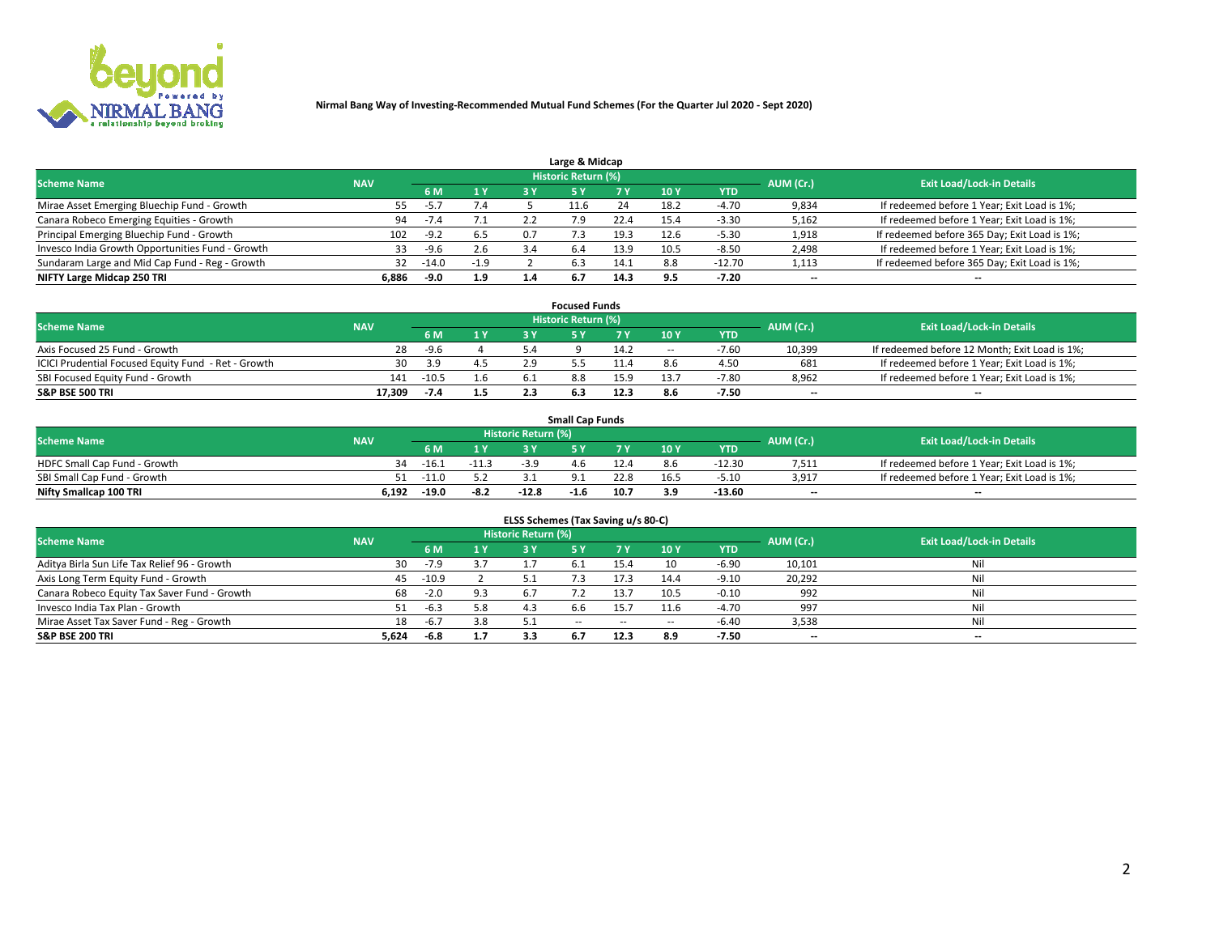**Nirmal Bang Way of Investing-Recommended Mutual Fund Schemes (For the Quarter Jul 2020 - Sept 2020)**

## Large & Midcap

| Scheme Name | NAV | Historic Return (%) | | | | | | | AUM (Cr.) | Exit Load/Lock-in Details |
|---|---|---|---|---|---|---|---|---|---|---|
| | | 6 M | 1 Y | 3 Y | 5 Y | 7 Y | 10 Y | YTD | | |
| Mirae Asset Emerging Bluechip Fund - Growth | 55 | -5.7 | 7.4 | 5 | 11.6 | 24 | 18.2 | -4.70 | 9,834 | If redeemed before 1 Year; Exit Load is 1%; |
| Canara Robeco Emerging Equities - Growth | 94 | -7.4 | 7.1 | 2.2 | 7.9 | 22.4 | 15.4 | -3.30 | 5,162 | If redeemed before 1 Year; Exit Load is 1%; |
| Principal Emerging Bluechip Fund - Growth | 102 | -9.2 | 6.5 | 0.7 | 7.3 | 19.3 | 12.6 | -5.30 | 1,918 | If redeemed before 365 Day; Exit Load is 1%; |
| Invesco India Growth Opportunities Fund - Growth | 33 | -9.6 | 2.6 | 3.4 | 6.4 | 13.9 | 10.5 | -8.50 | 2,498 | If redeemed before 1 Year; Exit Load is 1%; |
| Sundaram Large and Mid Cap Fund - Reg - Growth | 32 | -14.0 | -1.9 | 2 | 6.3 | 14.1 | 8.8 | -12.70 | 1,113 | If redeemed before 365 Day; Exit Load is 1%; |
| **NIFTY Large Midcap 250 TRI** | **6,886** | **-9.0** | **1.9** | **1.4** | **6.7** | **14.3** | **9.5** | **-7.20** | **--** | **--** |

## Focused Funds

| Scheme Name | NAV | Historic Return (%) | | | | | | | AUM (Cr.) | Exit Load/Lock-in Details |
|---|---|---|---|---|---|---|---|---|---|---|
| | | 6 M | 1 Y | 3 Y | 5 Y | 7 Y | 10 Y | YTD | | |
| Axis Focused 25 Fund - Growth | 28 | -9.6 | 4 | 5.4 | 9 | 14.2 | -- | -7.60 | 10,399 | If redeemed before 12 Month; Exit Load is 1%; |
| ICICI Prudential Focused Equity Fund - Ret - Growth | 30 | 3.9 | 4.5 | 2.9 | 5.5 | 11.4 | 8.6 | 4.50 | 681 | If redeemed before 1 Year; Exit Load is 1%; |
| SBI Focused Equity Fund - Growth | 141 | -10.5 | 1.6 | 6.1 | 8.8 | 15.9 | 13.7 | -7.80 | 8,962 | If redeemed before 1 Year; Exit Load is 1%; |
| **S&P BSE 500 TRI** | **17,309** | **-7.4** | **1.5** | **2.3** | **6.3** | **12.3** | **8.6** | **-7.50** | **--** | **--** |

## Small Cap Funds

| Scheme Name | NAV | Historic Return (%) | | | | | | | AUM (Cr.) | Exit Load/Lock-in Details |
|---|---|---|---|---|---|---|---|---|---|---|
| | | 6 M | 1 Y | 3 Y | 5 Y | 7 Y | 10 Y | YTD | | |
| HDFC Small Cap Fund - Growth | 34 | -16.1 | -11.3 | -3.9 | 4.6 | 12.4 | 8.6 | -12.30 | 7,511 | If redeemed before 1 Year; Exit Load is 1%; |
| SBI Small Cap Fund - Growth | 51 | -11.0 | 5.2 | 3.1 | 9.1 | 22.8 | 16.5 | -5.10 | 3,917 | If redeemed before 1 Year; Exit Load is 1%; |
| **Nifty Smallcap 100 TRI** | **6,192** | **-19.0** | **-8.2** | **-12.8** | **-1.6** | **10.7** | **3.9** | **-13.60** | **--** | **--** |

## ELSS Schemes (Tax Saving u/s 80-C)

| Scheme Name | NAV | Historic Return (%) | | | | | | | AUM (Cr.) | Exit Load/Lock-in Details |
|---|---|---|---|---|---|---|---|---|---|---|
| | | 6 M | 1 Y | 3 Y | 5 Y | 7 Y | 10 Y | YTD | | |
| Aditya Birla Sun Life Tax Relief 96 - Growth | 30 | -7.9 | 3.7 | 1.7 | 6.1 | 15.4 | 10 | -6.90 | 10,101 | Nil |
| Axis Long Term Equity Fund - Growth | 45 | -10.9 | 2 | 5.1 | 7.3 | 17.3 | 14.4 | -9.10 | 20,292 | Nil |
| Canara Robeco Equity Tax Saver Fund - Growth | 68 | -2.0 | 9.3 | 6.7 | 7.2 | 13.7 | 10.5 | -0.10 | 992 | Nil |
| Invesco India Tax Plan - Growth | 51 | -6.3 | 5.8 | 4.3 | 6.6 | 15.7 | 11.6 | -4.70 | 997 | Nil |
| Mirae Asset Tax Saver Fund - Reg - Growth | 18 | -6.7 | 3.8 | 5.1 | -- | -- | -- | -6.40 | 3,538 | Nil |
| **S&P BSE 200 TRI** | **5,624** | **-6.8** | **1.7** | **3.3** | **6.7** | **12.3** | **8.9** | **-7.50** | **--** | **--** |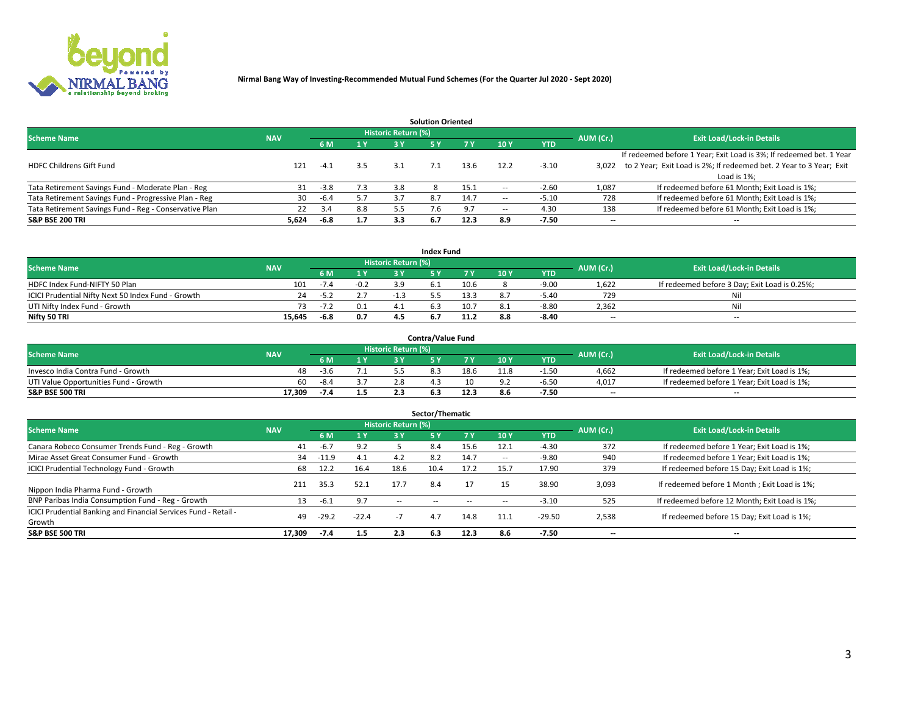**Nirmal Bang Way of Investing-Recommended Mutual Fund Schemes (For the Quarter Jul 2020 - Sept 2020)**

## Solution Oriented

| Scheme Name | NAV | Historic Return (%) | | | | | | | AUM (Cr.) | Exit Load/Lock-in Details |
|---|---|---|---|---|---|---|---|---|---|---|
| | | 6 M | 1 Y | 3 Y | 5 Y | 7 Y | 10 Y | YTD | | |
| HDFC Childrens Gift Fund | 121 | -4.1 | 3.5 | 3.1 | 7.1 | 13.6 | 12.2 | -3.10 | 3,022 | If redeemed before 1 Year; Exit Load is 3%; If redeemed bet. 1 Year to 2 Year; Exit Load is 2%; If redeemed bet. 2 Year to 3 Year; Exit Load is 1%; |
| Tata Retirement Savings Fund - Moderate Plan - Reg | 31 | -3.8 | 7.3 | 3.8 | 8 | 15.1 | -- | -2.60 | 1,087 | If redeemed before 61 Month; Exit Load is 1%; |
| Tata Retirement Savings Fund - Progressive Plan - Reg | 30 | -6.4 | 5.7 | 3.7 | 8.7 | 14.7 | -- | -5.10 | 728 | If redeemed before 61 Month; Exit Load is 1%; |
| Tata Retirement Savings Fund - Reg - Conservative Plan | 22 | 3.4 | 8.8 | 5.5 | 7.6 | 9.7 | -- | 4.30 | 138 | If redeemed before 61 Month; Exit Load is 1%; |
| **S&P BSE 200 TRI** | **5,624** | **-6.8** | **1.7** | **3.3** | **6.7** | **12.3** | **8.9** | **-7.50** | -- | -- |

## Index Fund

| Scheme Name | NAV | Historic Return (%) | | | | | | | AUM (Cr.) | Exit Load/Lock-in Details |
|---|---|---|---|---|---|---|---|---|---|---|
| | | 6 M | 1 Y | 3 Y | 5 Y | 7 Y | 10 Y | YTD | | |
| HDFC Index Fund-NIFTY 50 Plan | 101 | -7.4 | -0.2 | 3.9 | 6.1 | 10.6 | 8 | -9.00 | 1,622 | If redeemed before 3 Day; Exit Load is 0.25%; |
| ICICI Prudential Nifty Next 50 Index Fund - Growth | 24 | -5.2 | 2.7 | -1.3 | 5.5 | 13.3 | 8.7 | -5.40 | 729 | Nil |
| UTI Nifty Index Fund - Growth | 73 | -7.2 | 0.1 | 4.1 | 6.3 | 10.7 | 8.1 | -8.80 | 2,362 | Nil |
| **Nifty 50 TRI** | **15,645** | **-6.8** | **0.7** | **4.5** | **6.7** | **11.2** | **8.8** | **-8.40** | -- | -- |

## Contra/Value Fund

| Scheme Name | NAV | Historic Return (%) | | | | | | | AUM (Cr.) | Exit Load/Lock-in Details |
|---|---|---|---|---|---|---|---|---|---|---|
| | | 6 M | 1 Y | 3 Y | 5 Y | 7 Y | 10 Y | YTD | | |
| Invesco India Contra Fund - Growth | 48 | -3.6 | 7.1 | 5.5 | 8.3 | 18.6 | 11.8 | -1.50 | 4,662 | If redeemed before 1 Year; Exit Load is 1%; |
| UTI Value Opportunities Fund - Growth | 60 | -8.4 | 3.7 | 2.8 | 4.3 | 10 | 9.2 | -6.50 | 4,017 | If redeemed before 1 Year; Exit Load is 1%; |
| **S&P BSE 500 TRI** | **17,309** | **-7.4** | **1.5** | **2.3** | **6.3** | **12.3** | **8.6** | **-7.50** | -- | -- |

## Sector/Thematic

| Scheme Name | NAV | Historic Return (%) | | | | | | | AUM (Cr.) | Exit Load/Lock-in Details |
|---|---|---|---|---|---|---|---|---|---|---|
| | | 6 M | 1 Y | 3 Y | 5 Y | 7 Y | 10 Y | YTD | | |
| Canara Robeco Consumer Trends Fund - Reg - Growth | 41 | -6.7 | 9.2 | 5 | 8.4 | 15.6 | 12.1 | -4.30 | 372 | If redeemed before 1 Year; Exit Load is 1%; |
| Mirae Asset Great Consumer Fund - Growth | 34 | -11.9 | 4.1 | 4.2 | 8.2 | 14.7 | -- | -9.80 | 940 | If redeemed before 1 Year; Exit Load is 1%; |
| ICICI Prudential Technology Fund - Growth | 68 | 12.2 | 16.4 | 18.6 | 10.4 | 17.2 | 15.7 | 17.90 | 379 | If redeemed before 15 Day; Exit Load is 1%; |
| Nippon India Pharma Fund - Growth | 211 | 35.3 | 52.1 | 17.7 | 8.4 | 17 | 15 | 38.90 | 3,093 | If redeemed before 1 Month ; Exit Load is 1%; |
| BNP Paribas India Consumption Fund - Reg - Growth | 13 | -6.1 | 9.7 | -- | -- | -- | -- | -3.10 | 525 | If redeemed before 12 Month; Exit Load is 1%; |
| ICICI Prudential Banking and Financial Services Fund - Retail - Growth | 49 | -29.2 | -22.4 | -7 | 4.7 | 14.8 | 11.1 | -29.50 | 2,538 | If redeemed before 15 Day; Exit Load is 1%; |
| **S&P BSE 500 TRI** | **17,309** | **-7.4** | **1.5** | **2.3** | **6.3** | **12.3** | **8.6** | **-7.50** | -- | -- |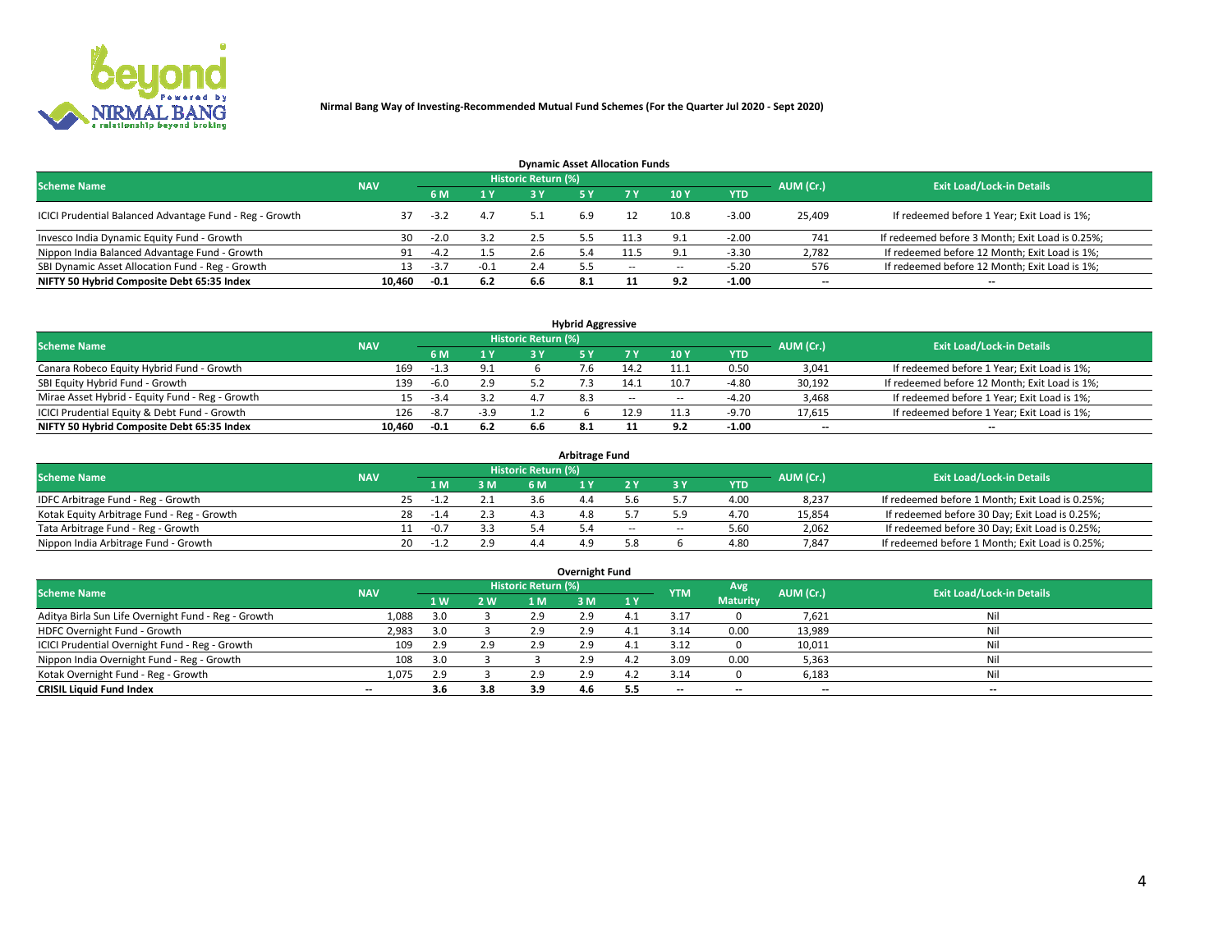Nirmal Bang Way of Investing-Recommended Mutual Fund Schemes (For the Quarter Jul 2020 - Sept 2020)

### Dynamic Asset Allocation Funds

| Scheme Name | NAV | Historic Return (%) | | | | | | | AUM (Cr.) | Exit Load/Lock-in Details |
|---|---|---|---|---|---|---|---|---|---|---|
| | | 6 M | 1 Y | 3 Y | 5 Y | 7 Y | 10 Y | YTD | | |
| ICICI Prudential Balanced Advantage Fund - Reg - Growth | 37 | -3.2 | 4.7 | 5.1 | 6.9 | 12 | 10.8 | -3.00 | 25,409 | If redeemed before 1 Year; Exit Load is 1%; |
| Invesco India Dynamic Equity Fund - Growth | 30 | -2.0 | 3.2 | 2.5 | 5.5 | 11.3 | 9.1 | -2.00 | 741 | If redeemed before 3 Month; Exit Load is 0.25%; |
| Nippon India Balanced Advantage Fund - Growth | 91 | -4.2 | 1.5 | 2.6 | 5.4 | 11.5 | 9.1 | -3.30 | 2,782 | If redeemed before 12 Month; Exit Load is 1%; |
| SBI Dynamic Asset Allocation Fund - Reg - Growth | 13 | -3.7 | -0.1 | 2.4 | 5.5 | -- | -- | -5.20 | 576 | If redeemed before 12 Month; Exit Load is 1%; |
| **NIFTY 50 Hybrid Composite Debt 65:35 Index** | **10,460** | **-0.1** | **6.2** | **6.6** | **8.1** | **11** | **9.2** | **-1.00** | **--** | **--** |

### Hybrid Aggressive

| Scheme Name | NAV | Historic Return (%) | | | | | | | AUM (Cr.) | Exit Load/Lock-in Details |
|---|---|---|---|---|---|---|---|---|---|---|
| | | 6 M | 1 Y | 3 Y | 5 Y | 7 Y | 10 Y | YTD | | |
| Canara Robeco Equity Hybrid Fund - Growth | 169 | -1.3 | 9.1 | 6 | 7.6 | 14.2 | 11.1 | 0.50 | 3,041 | If redeemed before 1 Year; Exit Load is 1%; |
| SBI Equity Hybrid Fund - Growth | 139 | -6.0 | 2.9 | 5.2 | 7.3 | 14.1 | 10.7 | -4.80 | 30,192 | If redeemed before 12 Month; Exit Load is 1%; |
| Mirae Asset Hybrid - Equity Fund - Reg - Growth | 15 | -3.4 | 3.2 | 4.7 | 8.3 | -- | -- | -4.20 | 3,468 | If redeemed before 1 Year; Exit Load is 1%; |
| ICICI Prudential Equity & Debt Fund - Growth | 126 | -8.7 | -3.9 | 1.2 | 6 | 12.9 | 11.3 | -9.70 | 17,615 | If redeemed before 1 Year; Exit Load is 1%; |
| **NIFTY 50 Hybrid Composite Debt 65:35 Index** | **10,460** | **-0.1** | **6.2** | **6.6** | **8.1** | **11** | **9.2** | **-1.00** | **--** | **--** |

### Arbitrage Fund

| Scheme Name | NAV | Historic Return (%) | | | | | | | AUM (Cr.) | Exit Load/Lock-in Details |
|---|---|---|---|---|---|---|---|---|---|---|
| | | 1 M | 3 M | 6 M | 1 Y | 2 Y | 3 Y | YTD | | |
| IDFC Arbitrage Fund - Reg - Growth | 25 | -1.2 | 2.1 | 3.6 | 4.4 | 5.6 | 5.7 | 4.00 | 8,237 | If redeemed before 1 Month; Exit Load is 0.25%; |
| Kotak Equity Arbitrage Fund - Reg - Growth | 28 | -1.4 | 2.3 | 4.3 | 4.8 | 5.7 | 5.9 | 4.70 | 15,854 | If redeemed before 30 Day; Exit Load is 0.25%; |
| Tata Arbitrage Fund - Reg - Growth | 11 | -0.7 | 3.3 | 5.4 | 5.4 | -- | -- | 5.60 | 2,062 | If redeemed before 30 Day; Exit Load is 0.25%; |
| Nippon India Arbitrage Fund - Growth | 20 | -1.2 | 2.9 | 4.4 | 4.9 | 5.8 | 6 | 4.80 | 7,847 | If redeemed before 1 Month; Exit Load is 0.25%; |

### Overnight Fund

| Scheme Name | NAV | Historic Return (%) | | | | | YTM | Avg Maturity | AUM (Cr.) | Exit Load/Lock-in Details |
|---|---|---|---|---|---|---|---|---|---|---|
| | | 1 W | 2 W | 1 M | 3 M | 1 Y | | | | |
| Aditya Birla Sun Life Overnight Fund - Reg - Growth | 1,088 | 3.0 | 3 | 2.9 | 2.9 | 4.1 | 3.17 | 0 | 7,621 | Nil |
| HDFC Overnight Fund - Growth | 2,983 | 3.0 | 3 | 2.9 | 2.9 | 4.1 | 3.14 | 0.00 | 13,989 | Nil |
| ICICI Prudential Overnight Fund - Reg - Growth | 109 | 2.9 | 2.9 | 2.9 | 2.9 | 4.1 | 3.12 | 0 | 10,011 | Nil |
| Nippon India Overnight Fund - Reg - Growth | 108 | 3.0 | 3 | 3 | 2.9 | 4.2 | 3.09 | 0.00 | 5,363 | Nil |
| Kotak Overnight Fund - Reg - Growth | 1,075 | 2.9 | 3 | 2.9 | 2.9 | 4.2 | 3.14 | 0 | 6,183 | Nil |
| **CRISIL Liquid Fund Index** | **--** | **3.6** | **3.8** | **3.9** | **4.6** | **5.5** | **--** | **--** | **--** | **--** |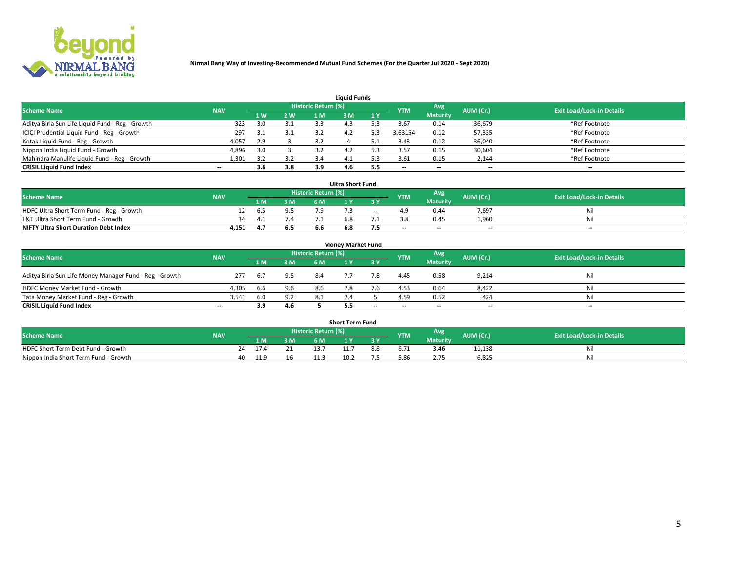**Nirmal Bang Way of Investing-Recommended Mutual Fund Schemes (For the Quarter Jul 2020 - Sept 2020)**

## Liquid Funds

| Scheme Name | NAV | Historic Return (%) | | | | | YTM | Avg Maturity | AUM (Cr.) | Exit Load/Lock-in Details |
|---|---|---|---|---|---|---|---|---|---|---|
| | | 1 W | 2 W | 1 M | 3 M | 1 Y | | | | |
| Aditya Birla Sun Life Liquid Fund - Reg - Growth | 323 | 3.0 | 3.1 | 3.3 | 4.3 | 5.3 | 3.67 | 0.14 | 36,679 | *Ref Footnote |
| ICICI Prudential Liquid Fund - Reg - Growth | 297 | 3.1 | 3.1 | 3.2 | 4.2 | 5.3 | 3.63154 | 0.12 | 57,335 | *Ref Footnote |
| Kotak Liquid Fund - Reg - Growth | 4,057 | 2.9 | 3 | 3.2 | 4 | 5.1 | 3.43 | 0.12 | 36,040 | *Ref Footnote |
| Nippon India Liquid Fund - Growth | 4,896 | 3.0 | 3 | 3.2 | 4.2 | 5.3 | 3.57 | 0.15 | 30,604 | *Ref Footnote |
| Mahindra Manulife Liquid Fund - Reg - Growth | 1,301 | 3.2 | 3.2 | 3.4 | 4.1 | 5.3 | 3.61 | 0.15 | 2,144 | *Ref Footnote |
| **CRISIL Liquid Fund Index** | -- | **3.6** | **3.8** | **3.9** | **4.6** | **5.5** | -- | -- | -- | -- |

## Ultra Short Fund

| Scheme Name | NAV | Historic Return (%) | | | | | YTM | Avg Maturity | AUM (Cr.) | Exit Load/Lock-in Details |
|---|---|---|---|---|---|---|---|---|---|---|
| | | 1 M | 3 M | 6 M | 1 Y | 3 Y | | | | |
| HDFC Ultra Short Term Fund - Reg - Growth | 12 | 6.5 | 9.5 | 7.9 | 7.3 | -- | 4.9 | 0.44 | 7,697 | Nil |
| L&T Ultra Short Term Fund - Growth | 34 | 4.1 | 7.4 | 7.1 | 6.8 | 7.1 | 3.8 | 0.45 | 1,960 | Nil |
| **NIFTY Ultra Short Duration Debt Index** | **4,151** | **4.7** | **6.5** | **6.6** | **6.8** | **7.5** | -- | -- | -- | -- |

## Money Market Fund

| Scheme Name | NAV | Historic Return (%) | | | | | YTM | Avg Maturity | AUM (Cr.) | Exit Load/Lock-in Details |
|---|---|---|---|---|---|---|---|---|---|---|
| | | 1 M | 3 M | 6 M | 1 Y | 3 Y | | | | |
| Aditya Birla Sun Life Money Manager Fund - Reg - Growth | 277 | 6.7 | 9.5 | 8.4 | 7.7 | 7.8 | 4.45 | 0.58 | 9,214 | Nil |
| HDFC Money Market Fund - Growth | 4,305 | 6.6 | 9.6 | 8.6 | 7.8 | 7.6 | 4.53 | 0.64 | 8,422 | Nil |
| Tata Money Market Fund - Reg - Growth | 3,541 | 6.0 | 9.2 | 8.1 | 7.4 | 5 | 4.59 | 0.52 | 424 | Nil |
| **CRISIL Liquid Fund Index** | -- | **3.9** | **4.6** | **5** | **5.5** | -- | -- | -- | -- | -- |

## Short Term Fund

| Scheme Name | NAV | Historic Return (%) | | | | | YTM | Avg Maturity | AUM (Cr.) | Exit Load/Lock-in Details |
|---|---|---|---|---|---|---|---|---|---|---|
| | | 1 M | 3 M | 6 M | 1 Y | 3 Y | | | | |
| HDFC Short Term Debt Fund - Growth | 24 | 17.4 | 21 | 13.7 | 11.7 | 8.8 | 6.71 | 3.46 | 11,138 | Nil |
| Nippon India Short Term Fund - Growth | 40 | 11.9 | 16 | 11.3 | 10.2 | 7.5 | 5.86 | 2.75 | 6,825 | Nil |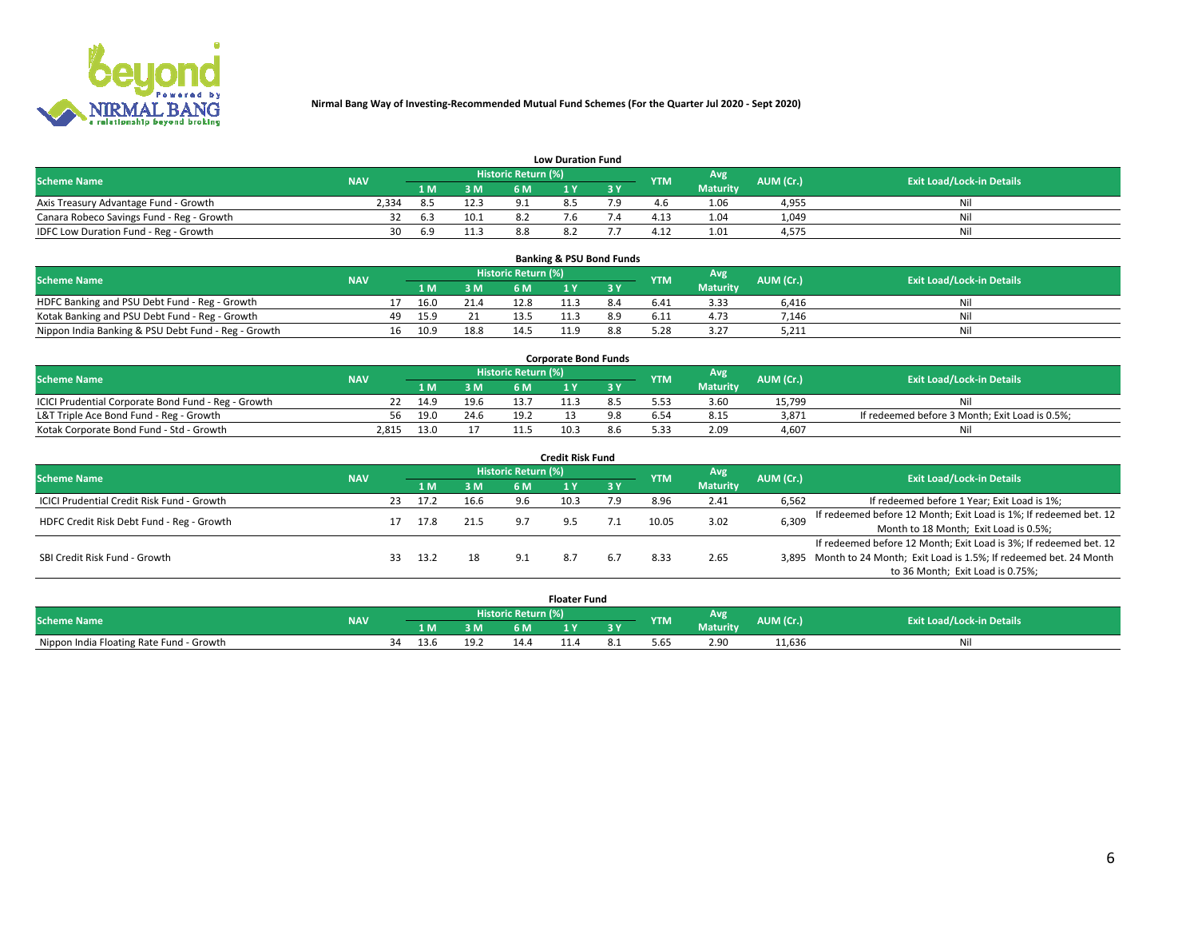**Nirmal Bang Way of Investing-Recommended Mutual Fund Schemes (For the Quarter Jul 2020 - Sept 2020)**

### Low Duration Fund

| Scheme Name | NAV | Historic Return (%) | | | | | YTM | Avg Maturity | AUM (Cr.) | Exit Load/Lock-in Details |
|---|---|---|---|---|---|---|---|---|---|---|
| | | 1 M | 3 M | 6 M | 1 Y | 3 Y | | | | |
| Axis Treasury Advantage Fund - Growth | 2,334 | 8.5 | 12.3 | 9.1 | 8.5 | 7.9 | 4.6 | 1.06 | 4,955 | Nil |
| Canara Robeco Savings Fund - Reg - Growth | 32 | 6.3 | 10.1 | 8.2 | 7.6 | 7.4 | 4.13 | 1.04 | 1,049 | Nil |
| IDFC Low Duration Fund - Reg - Growth | 30 | 6.9 | 11.3 | 8.8 | 8.2 | 7.7 | 4.12 | 1.01 | 4,575 | Nil |

### Banking & PSU Bond Funds

| Scheme Name | NAV | Historic Return (%) | | | | | YTM | Avg Maturity | AUM (Cr.) | Exit Load/Lock-in Details |
|---|---|---|---|---|---|---|---|---|---|---|
| | | 1 M | 3 M | 6 M | 1 Y | 3 Y | | | | |
| HDFC Banking and PSU Debt Fund - Reg - Growth | 17 | 16.0 | 21.4 | 12.8 | 11.3 | 8.4 | 6.41 | 3.33 | 6,416 | Nil |
| Kotak Banking and PSU Debt Fund - Reg - Growth | 49 | 15.9 | 21 | 13.5 | 11.3 | 8.9 | 6.11 | 4.73 | 7,146 | Nil |
| Nippon India Banking & PSU Debt Fund - Reg - Growth | 16 | 10.9 | 18.8 | 14.5 | 11.9 | 8.8 | 5.28 | 3.27 | 5,211 | Nil |

### Corporate Bond Funds

| Scheme Name | NAV | Historic Return (%) | | | | | YTM | Avg Maturity | AUM (Cr.) | Exit Load/Lock-in Details |
|---|---|---|---|---|---|---|---|---|---|---|
| | | 1 M | 3 M | 6 M | 1 Y | 3 Y | | | | |
| ICICI Prudential Corporate Bond Fund - Reg - Growth | 22 | 14.9 | 19.6 | 13.7 | 11.3 | 8.5 | 5.53 | 3.60 | 15,799 | Nil |
| L&T Triple Ace Bond Fund - Reg - Growth | 56 | 19.0 | 24.6 | 19.2 | 13 | 9.8 | 6.54 | 8.15 | 3,871 | If redeemed before 3 Month; Exit Load is 0.5%; |
| Kotak Corporate Bond Fund - Std - Growth | 2,815 | 13.0 | 17 | 11.5 | 10.3 | 8.6 | 5.33 | 2.09 | 4,607 | Nil |

### Credit Risk Fund

| Scheme Name | NAV | Historic Return (%) | | | | | YTM | Avg Maturity | AUM (Cr.) | Exit Load/Lock-in Details |
|---|---|---|---|---|---|---|---|---|---|---|
| | | 1 M | 3 M | 6 M | 1 Y | 3 Y | | | | |
| ICICI Prudential Credit Risk Fund - Growth | 23 | 17.2 | 16.6 | 9.6 | 10.3 | 7.9 | 8.96 | 2.41 | 6,562 | If redeemed before 1 Year; Exit Load is 1%; |
| HDFC Credit Risk Debt Fund - Reg - Growth | 17 | 17.8 | 21.5 | 9.7 | 9.5 | 7.1 | 10.05 | 3.02 | 6,309 | If redeemed before 12 Month; Exit Load is 1%; If redeemed bet. 12 Month to 18 Month; Exit Load is 0.5%; |
| SBI Credit Risk Fund - Growth | 33 | 13.2 | 18 | 9.1 | 8.7 | 6.7 | 8.33 | 2.65 | 3,895 | If redeemed before 12 Month; Exit Load is 3%; If redeemed bet. 12 Month to 24 Month; Exit Load is 1.5%; If redeemed bet. 24 Month to 36 Month; Exit Load is 0.75%; |

### Floater Fund

| Scheme Name | NAV | Historic Return (%) | | | | | YTM | Avg Maturity | AUM (Cr.) | Exit Load/Lock-in Details |
|---|---|---|---|---|---|---|---|---|---|---|
| | | 1 M | 3 M | 6 M | 1 Y | 3 Y | | | | |
| Nippon India Floating Rate Fund - Growth | 34 | 13.6 | 19.2 | 14.4 | 11.4 | 8.1 | 5.65 | 2.90 | 11,636 | Nil |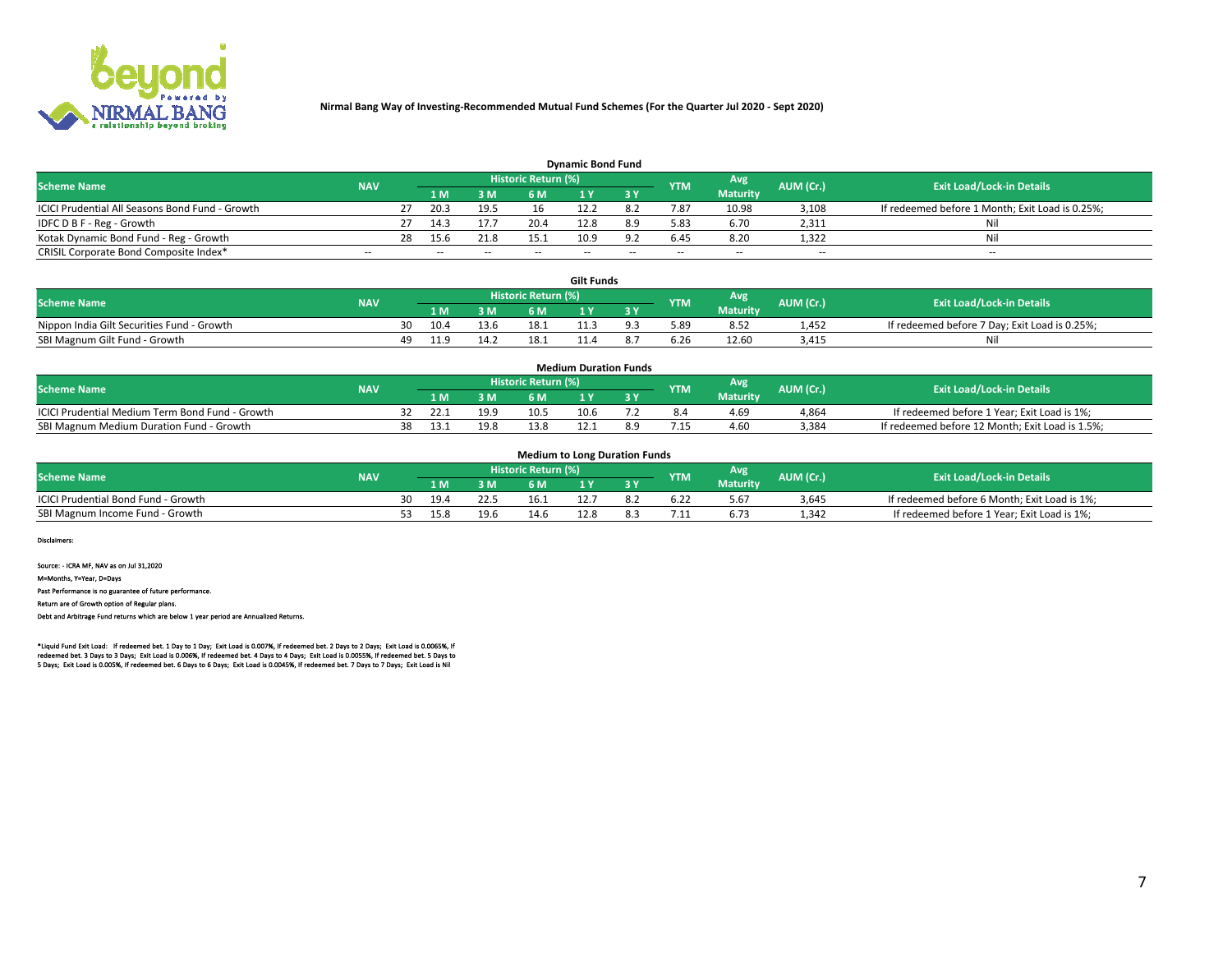**Nirmal Bang Way of Investing-Recommended Mutual Fund Schemes (For the Quarter Jul 2020 - Sept 2020)**

### Dynamic Bond Fund

| Scheme Name | NAV | Historic Return (%) | | | | | YTM | Avg Maturity | AUM (Cr.) | Exit Load/Lock-in Details |
|---|---|---|---|---|---|---|---|---|---|---|
| | | 1 M | 3 M | 6 M | 1 Y | 3 Y | | | | |
| ICICI Prudential All Seasons Bond Fund - Growth | 27 | 20.3 | 19.5 | 16 | 12.2 | 8.2 | 7.87 | 10.98 | 3,108 | If redeemed before 1 Month; Exit Load is 0.25%; |
| IDFC D B F - Reg - Growth | 27 | 14.3 | 17.7 | 20.4 | 12.8 | 8.9 | 5.83 | 6.70 | 2,311 | Nil |
| Kotak Dynamic Bond Fund - Reg - Growth | 28 | 15.6 | 21.8 | 15.1 | 10.9 | 9.2 | 6.45 | 8.20 | 1,322 | Nil |
| CRISIL Corporate Bond Composite Index* | -- | -- | -- | -- | -- | -- | -- | -- | -- | -- |

### Gilt Funds

| Scheme Name | NAV | Historic Return (%) | | | | | YTM | Avg Maturity | AUM (Cr.) | Exit Load/Lock-in Details |
|---|---|---|---|---|---|---|---|---|---|---|
| | | 1 M | 3 M | 6 M | 1 Y | 3 Y | | | | |
| Nippon India Gilt Securities Fund - Growth | 30 | 10.4 | 13.6 | 18.1 | 11.3 | 9.3 | 5.89 | 8.52 | 1,452 | If redeemed before 7 Day; Exit Load is 0.25%; |
| SBI Magnum Gilt Fund - Growth | 49 | 11.9 | 14.2 | 18.1 | 11.4 | 8.7 | 6.26 | 12.60 | 3,415 | Nil |

### Medium Duration Funds

| Scheme Name | NAV | Historic Return (%) | | | | | YTM | Avg Maturity | AUM (Cr.) | Exit Load/Lock-in Details |
|---|---|---|---|---|---|---|---|---|---|---|
| | | 1 M | 3 M | 6 M | 1 Y | 3 Y | | | | |
| ICICI Prudential Medium Term Bond Fund - Growth | 32 | 22.1 | 19.9 | 10.5 | 10.6 | 7.2 | 8.4 | 4.69 | 4,864 | If redeemed before 1 Year; Exit Load is 1%; |
| SBI Magnum Medium Duration Fund - Growth | 38 | 13.1 | 19.8 | 13.8 | 12.1 | 8.9 | 7.15 | 4.60 | 3,384 | If redeemed before 12 Month; Exit Load is 1.5%; |

### Medium to Long Duration Funds

| Scheme Name | NAV | Historic Return (%) | | | | | YTM | Avg Maturity | AUM (Cr.) | Exit Load/Lock-in Details |
|---|---|---|---|---|---|---|---|---|---|---|
| | | 1 M | 3 M | 6 M | 1 Y | 3 Y | | | | |
| ICICI Prudential Bond Fund - Growth | 30 | 19.4 | 22.5 | 16.1 | 12.7 | 8.2 | 6.22 | 5.67 | 3,645 | If redeemed before 6 Month; Exit Load is 1%; |
| SBI Magnum Income Fund - Growth | 53 | 15.8 | 19.6 | 14.6 | 12.8 | 8.3 | 7.11 | 6.73 | 1,342 | If redeemed before 1 Year; Exit Load is 1%; |

Disclaimers:

Source: - ICRA MF, NAV as on Jul 31,2020

M=Months, Y=Year, D=Days

Past Performance is no guarantee of future performance.

Return are of Growth option of Regular plans.

Debt and Arbitrage Fund returns which are below 1 year period are Annualized Returns.

*Liquid Fund Exit Load: If redeemed bet. 1 Day to 1 Day; Exit Load is 0.007%, If redeemed bet. 2 Days to 2 Days; Exit Load is 0.0065%, If redeemed bet. 3 Days to 3 Days; Exit Load is 0.006%, If redeemed bet. 4 Days to 4 Days; Exit Load is 0.0055%, If redeemed bet. 5 Days to 5 Days; Exit Load is 0.005%, If redeemed bet. 6 Days to 6 Days; Exit Load is 0.0045%, If redeemed bet. 7 Days to 7 Days; Exit Load is Nil